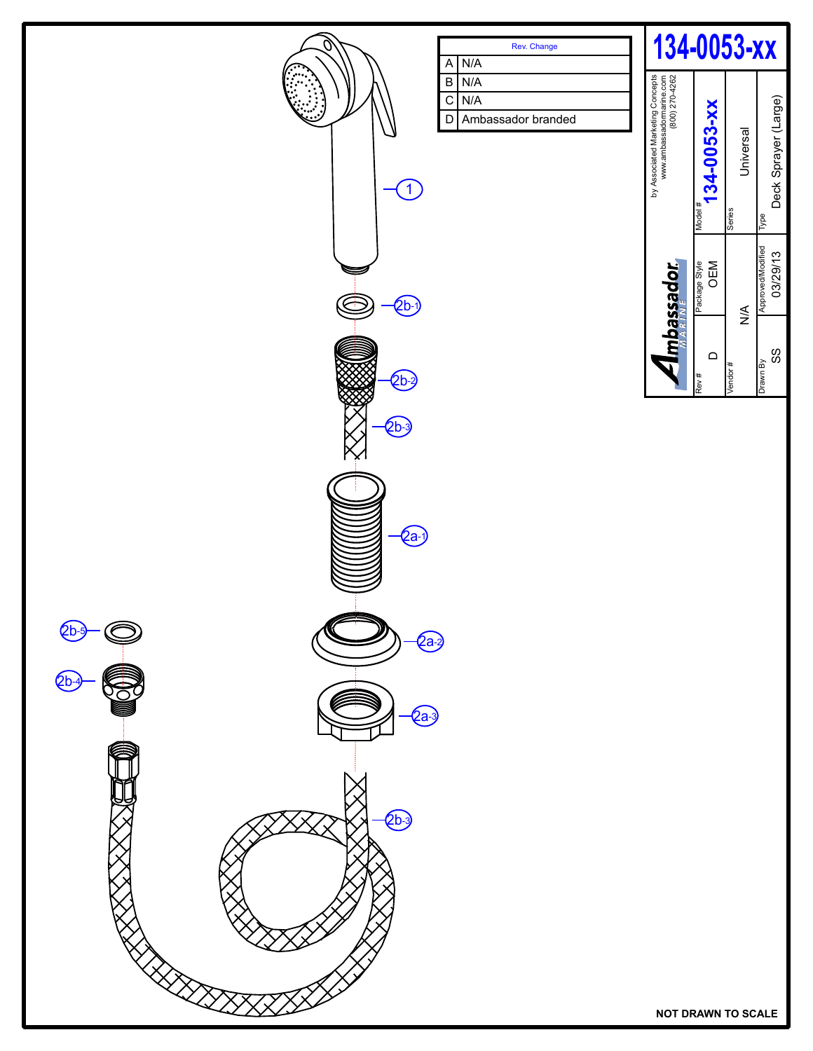# 134-0053-xx

| Rev. | Change |
|---|---|
| A | N/A |
| B | N/A |
| C | N/A |
| D | Ambassador branded |

**Ambassador MARINE**

by Associated Marketing Concepts
www.ambassadormarine.com
(800) 270-4262

| Model # | Series | Type |
|---|---|---|
| 134-0053-xx | Universal | Deck Sprayer (Large) |

| Rev # | Package Style | Vendor # | Drawn By | Approved/Modified |
|---|---|---|---|---|
| D | OEM | N/A | SS | 03/29/13 |

1

2b-1

2b-2

2b-3

2a-1

2a-2

2a-3

2b-3

2b-4

2b-5

**NOT DRAWN TO SCALE**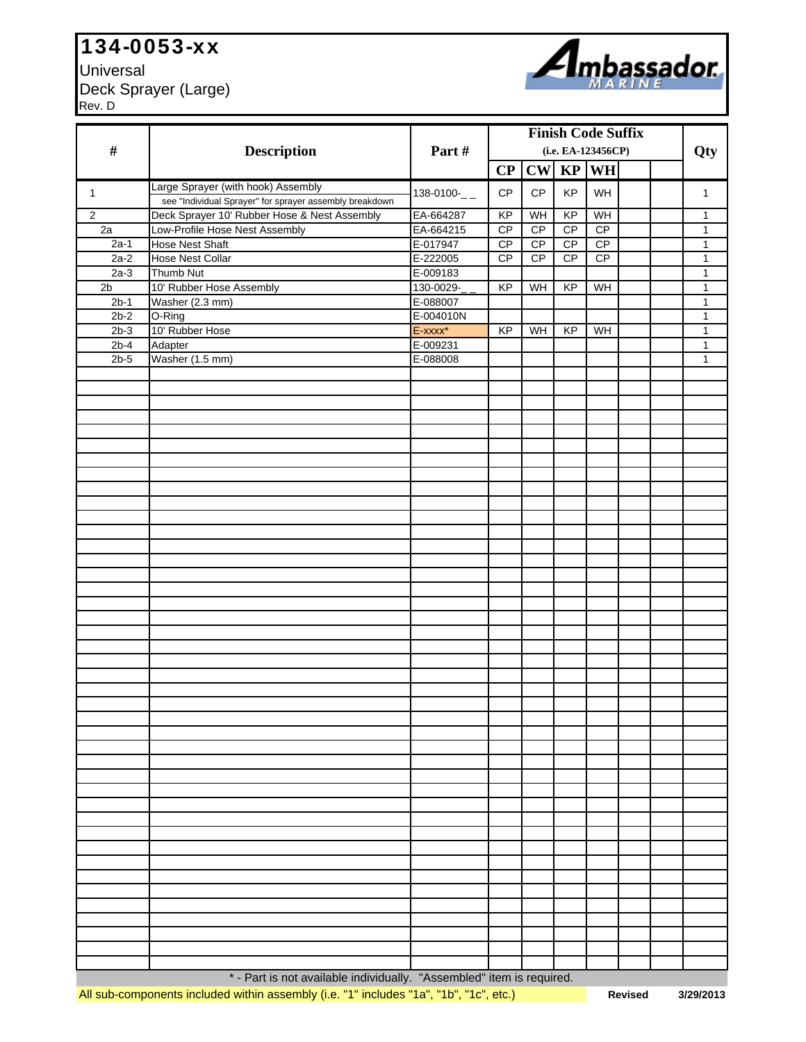# 134-0053-xx

Universal
Deck Sprayer (Large)
Rev. D

Ambassador MARINE

| # | Description | Part # | Finish Code Suffix (i.e. EA-123456CP) | | | | | | Qty |
|---|---|---|---|---|---|---|---|---|---|
| | | | CP | CW | KP | WH | | | |
| 1 | Large Sprayer (with hook) Assembly<br>see "Individual Sprayer" for sprayer assembly breakdown | 138-0100-_ _ | CP | CP | KP | WH | | | 1 |
| 2 | Deck Sprayer 10' Rubber Hose & Nest Assembly | EA-664287 | KP | WH | KP | WH | | | 1 |
| 2a | Low-Profile Hose Nest Assembly | EA-664215 | CP | CP | CP | CP | | | 1 |
| 2a-1 | Hose Nest Shaft | E-017947 | CP | CP | CP | CP | | | 1 |
| 2a-2 | Hose Nest Collar | E-222005 | CP | CP | CP | CP | | | 1 |
| 2a-3 | Thumb Nut | E-009183 | | | | | | | 1 |
| 2b | 10' Rubber Hose Assembly | 130-0029-_ _ | KP | WH | KP | WH | | | 1 |
| 2b-1 | Washer (2.3 mm) | E-088007 | | | | | | | 1 |
| 2b-2 | O-Ring | E-004010N | | | | | | | 1 |
| 2b-3 | 10' Rubber Hose | E-xxxx* | KP | WH | KP | WH | | | 1 |
| 2b-4 | Adapter | E-009231 | | | | | | | 1 |
| 2b-5 | Washer (1.5 mm) | E-088008 | | | | | | | 1 |

* - Part is not available individually. "Assembled" item is required.

All sub-components included within assembly (i.e. "1" includes "1a", "1b", "1c", etc.)

**Revised** **3/29/2013**